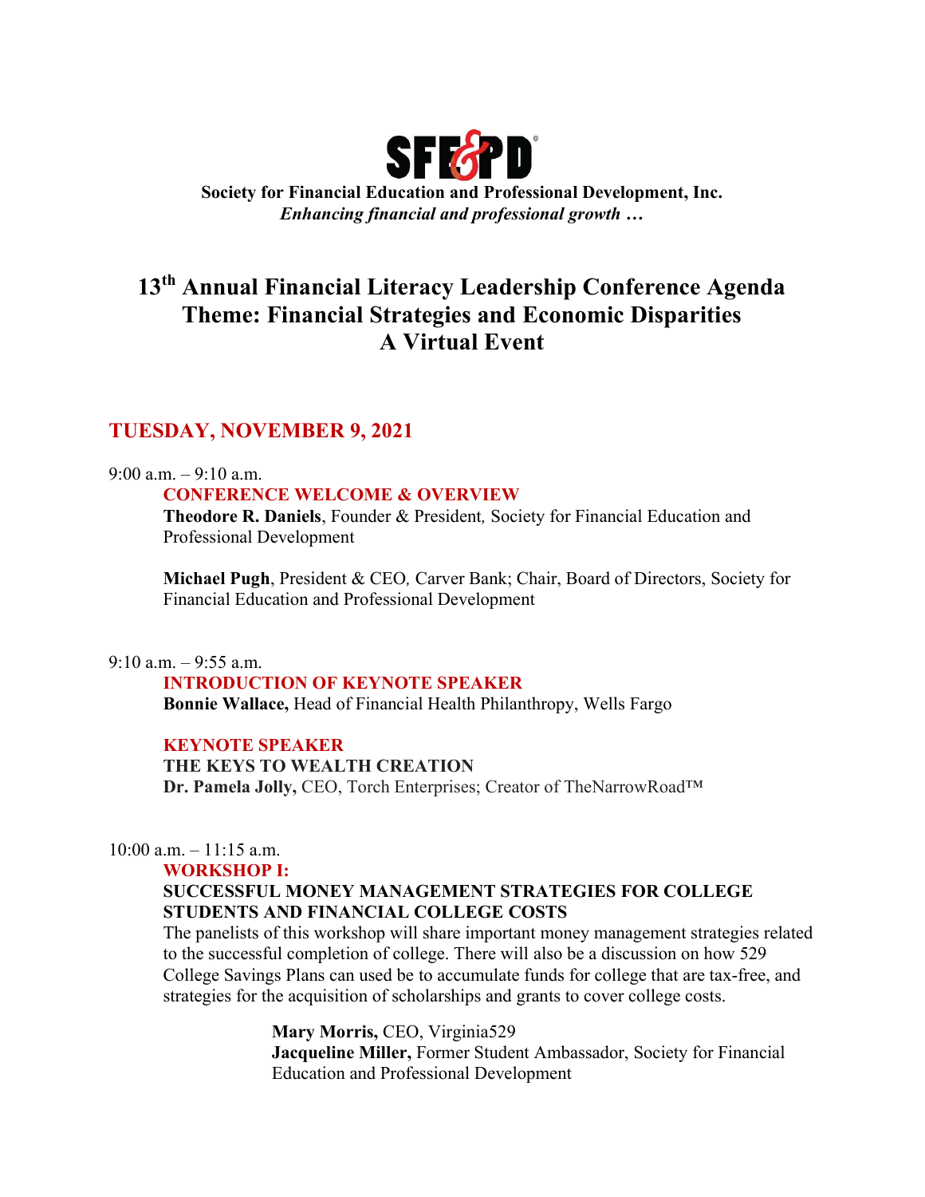**SFE&PD**

**Society for Financial Education and Professional Development, Inc.**

***Enhancing financial and professional growth …***

# 13th Annual Financial Literacy Leadership Conference Agenda
# Theme: Financial Strategies and Economic Disparities
# A Virtual Event

## TUESDAY, NOVEMBER 9, 2021

9:00 a.m. – 9:10 a.m.

**CONFERENCE WELCOME & OVERVIEW**

**Theodore R. Daniels**, Founder & President*,* Society for Financial Education and Professional Development

**Michael Pugh**, President & CEO*,* Carver Bank; Chair, Board of Directors, Society for Financial Education and Professional Development

9:10 a.m. – 9:55 a.m.

**INTRODUCTION OF KEYNOTE SPEAKER**

**Bonnie Wallace,** Head of Financial Health Philanthropy, Wells Fargo

**KEYNOTE SPEAKER**

**THE KEYS TO WEALTH CREATION**

**Dr. Pamela Jolly,** CEO, Torch Enterprises; Creator of TheNarrowRoad™

10:00 a.m. – 11:15 a.m.

**WORKSHOP I:**

**SUCCESSFUL MONEY MANAGEMENT STRATEGIES FOR COLLEGE STUDENTS AND FINANCIAL COLLEGE COSTS**

The panelists of this workshop will share important money management strategies related to the successful completion of college. There will also be a discussion on how 529 College Savings Plans can used be to accumulate funds for college that are tax-free, and strategies for the acquisition of scholarships and grants to cover college costs.

**Mary Morris,** CEO, Virginia529

**Jacqueline Miller,** Former Student Ambassador, Society for Financial Education and Professional Development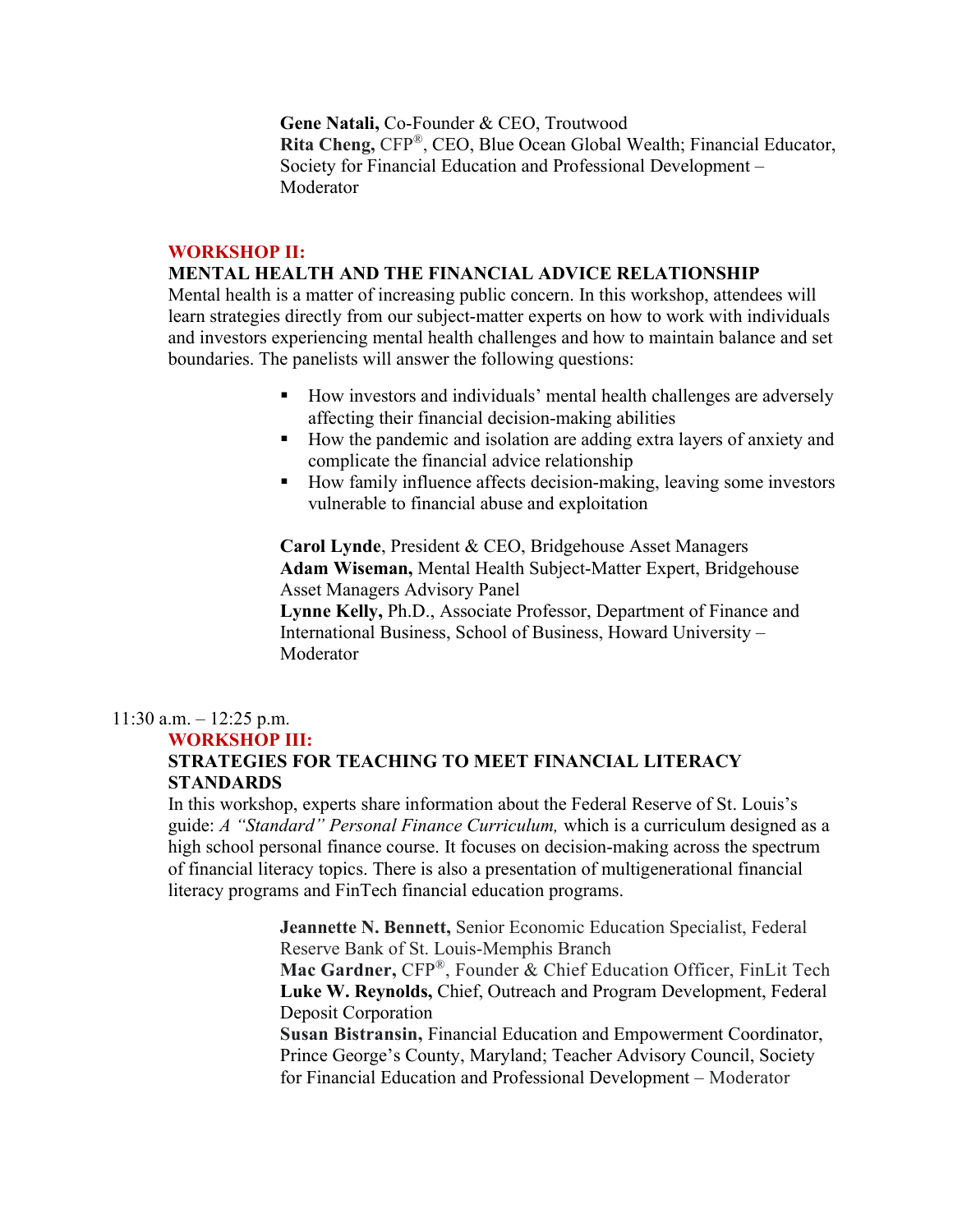**Gene Natali,** Co-Founder & CEO, Troutwood
**Rita Cheng,** CFP®, CEO, Blue Ocean Global Wealth; Financial Educator, Society for Financial Education and Professional Development – Moderator

## WORKSHOP II:
## MENTAL HEALTH AND THE FINANCIAL ADVICE RELATIONSHIP

Mental health is a matter of increasing public concern. In this workshop, attendees will learn strategies directly from our subject-matter experts on how to work with individuals and investors experiencing mental health challenges and how to maintain balance and set boundaries. The panelists will answer the following questions:

- How investors and individuals' mental health challenges are adversely affecting their financial decision-making abilities
- How the pandemic and isolation are adding extra layers of anxiety and complicate the financial advice relationship
- How family influence affects decision-making, leaving some investors vulnerable to financial abuse and exploitation

**Carol Lynde**, President & CEO, Bridgehouse Asset Managers
**Adam Wiseman,** Mental Health Subject-Matter Expert, Bridgehouse Asset Managers Advisory Panel
**Lynne Kelly,** Ph.D., Associate Professor, Department of Finance and International Business, School of Business, Howard University – Moderator

11:30 a.m. – 12:25 p.m.

## WORKSHOP III:
## STRATEGIES FOR TEACHING TO MEET FINANCIAL LITERACY STANDARDS

In this workshop, experts share information about the Federal Reserve of St. Louis's guide: *A "Standard" Personal Finance Curriculum,* which is a curriculum designed as a high school personal finance course. It focuses on decision-making across the spectrum of financial literacy topics. There is also a presentation of multigenerational financial literacy programs and FinTech financial education programs.

**Jeannette N. Bennett,** Senior Economic Education Specialist, Federal Reserve Bank of St. Louis-Memphis Branch
**Mac Gardner,** CFP®, Founder & Chief Education Officer, FinLit Tech
**Luke W. Reynolds,** Chief, Outreach and Program Development, Federal Deposit Corporation
**Susan Bistransin,** Financial Education and Empowerment Coordinator, Prince George's County, Maryland; Teacher Advisory Council, Society for Financial Education and Professional Development – Moderator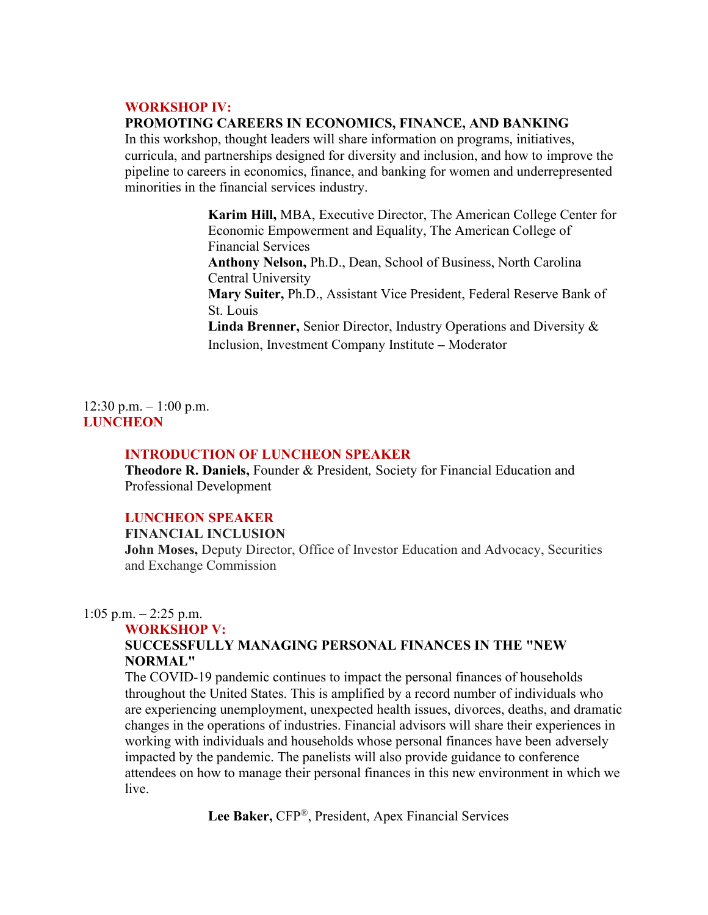### WORKSHOP IV:

**PROMOTING CAREERS IN ECONOMICS, FINANCE, AND BANKING**

In this workshop, thought leaders will share information on programs, initiatives, curricula, and partnerships designed for diversity and inclusion, and how to improve the pipeline to careers in economics, finance, and banking for women and underrepresented minorities in the financial services industry.

**Karim Hill,** MBA, Executive Director, The American College Center for Economic Empowerment and Equality, The American College of Financial Services
**Anthony Nelson,** Ph.D., Dean, School of Business, North Carolina Central University
**Mary Suiter,** Ph.D., Assistant Vice President, Federal Reserve Bank of St. Louis
**Linda Brenner,** Senior Director, Industry Operations and Diversity & Inclusion, Investment Company Institute – Moderator

12:30 p.m. – 1:00 p.m.

## LUNCHEON

### INTRODUCTION OF LUNCHEON SPEAKER

**Theodore R. Daniels,** Founder & President, Society for Financial Education and Professional Development

### LUNCHEON SPEAKER

**FINANCIAL INCLUSION**

**John Moses,** Deputy Director, Office of Investor Education and Advocacy, Securities and Exchange Commission

1:05 p.m. – 2:25 p.m.

### WORKSHOP V:

**SUCCESSFULLY MANAGING PERSONAL FINANCES IN THE "NEW NORMAL"**

The COVID-19 pandemic continues to impact the personal finances of households throughout the United States. This is amplified by a record number of individuals who are experiencing unemployment, unexpected health issues, divorces, deaths, and dramatic changes in the operations of industries. Financial advisors will share their experiences in working with individuals and households whose personal finances have been adversely impacted by the pandemic. The panelists will also provide guidance to conference attendees on how to manage their personal finances in this new environment in which we live.

**Lee Baker,** CFP®, President, Apex Financial Services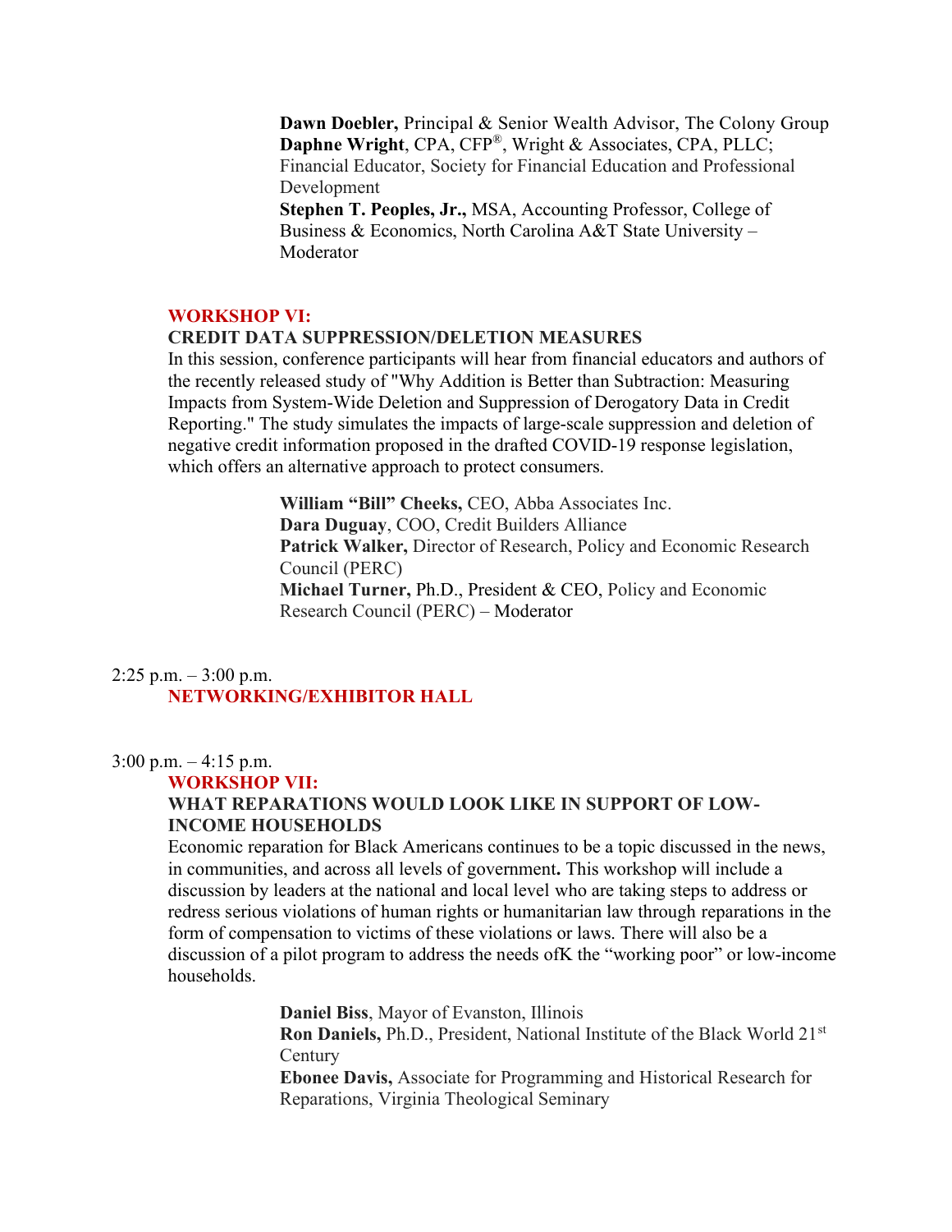**Dawn Doebler,** Principal & Senior Wealth Advisor, The Colony Group
**Daphne Wright**, CPA, CFP®, Wright & Associates, CPA, PLLC; Financial Educator, Society for Financial Education and Professional Development
**Stephen T. Peoples, Jr.,** MSA, Accounting Professor, College of Business & Economics, North Carolina A&T State University – Moderator

**WORKSHOP VI:**
**CREDIT DATA SUPPRESSION/DELETION MEASURES**

In this session, conference participants will hear from financial educators and authors of the recently released study of "Why Addition is Better than Subtraction: Measuring Impacts from System-Wide Deletion and Suppression of Derogatory Data in Credit Reporting." The study simulates the impacts of large-scale suppression and deletion of negative credit information proposed in the drafted COVID-19 response legislation, which offers an alternative approach to protect consumers.

**William "Bill" Cheeks,** CEO, Abba Associates Inc.
**Dara Duguay**, COO, Credit Builders Alliance
**Patrick Walker,** Director of Research, Policy and Economic Research Council (PERC)
**Michael Turner,** Ph.D., President & CEO, Policy and Economic Research Council (PERC) – Moderator

2:25 p.m. – 3:00 p.m.
**NETWORKING/EXHIBITOR HALL**

3:00 p.m. – 4:15 p.m.
**WORKSHOP VII:**
**WHAT REPARATIONS WOULD LOOK LIKE IN SUPPORT OF LOW-INCOME HOUSEHOLDS**

Economic reparation for Black Americans continues to be a topic discussed in the news, in communities, and across all levels of government**.** This workshop will include a discussion by leaders at the national and local level who are taking steps to address or redress serious violations of human rights or humanitarian law through reparations in the form of compensation to victims of these violations or laws. There will also be a discussion of a pilot program to address the needs ofK the "working poor" or low-income households.

**Daniel Biss**, Mayor of Evanston, Illinois
**Ron Daniels,** Ph.D., President, National Institute of the Black World 21st Century
**Ebonee Davis,** Associate for Programming and Historical Research for Reparations, Virginia Theological Seminary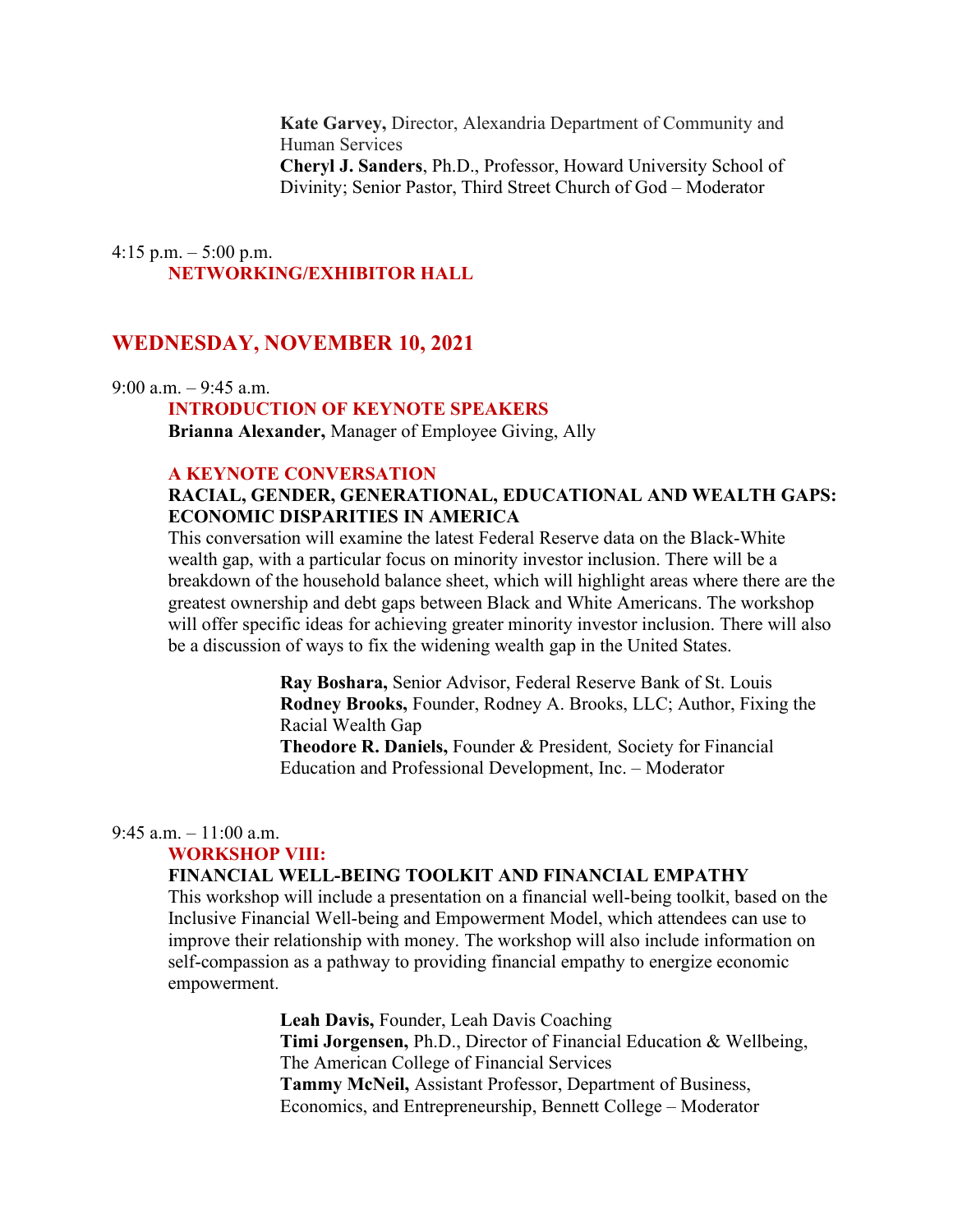**Kate Garvey,** Director, Alexandria Department of Community and Human Services
**Cheryl J. Sanders**, Ph.D., Professor, Howard University School of Divinity; Senior Pastor, Third Street Church of God – Moderator

4:15 p.m. – 5:00 p.m.
**NETWORKING/EXHIBITOR HALL**

## WEDNESDAY, NOVEMBER 10, 2021

9:00 a.m. – 9:45 a.m.
**INTRODUCTION OF KEYNOTE SPEAKERS**
**Brianna Alexander,** Manager of Employee Giving, Ally

**A KEYNOTE CONVERSATION**
**RACIAL, GENDER, GENERATIONAL, EDUCATIONAL AND WEALTH GAPS: ECONOMIC DISPARITIES IN AMERICA**
This conversation will examine the latest Federal Reserve data on the Black-White wealth gap, with a particular focus on minority investor inclusion. There will be a breakdown of the household balance sheet, which will highlight areas where there are the greatest ownership and debt gaps between Black and White Americans. The workshop will offer specific ideas for achieving greater minority investor inclusion. There will also be a discussion of ways to fix the widening wealth gap in the United States.

**Ray Boshara,** Senior Advisor, Federal Reserve Bank of St. Louis
**Rodney Brooks,** Founder, Rodney A. Brooks, LLC; Author, Fixing the Racial Wealth Gap
**Theodore R. Daniels,** Founder & President, Society for Financial Education and Professional Development, Inc. – Moderator

9:45 a.m. – 11:00 a.m.
**WORKSHOP VIII:**
**FINANCIAL WELL-BEING TOOLKIT AND FINANCIAL EMPATHY**
This workshop will include a presentation on a financial well-being toolkit, based on the Inclusive Financial Well-being and Empowerment Model, which attendees can use to improve their relationship with money. The workshop will also include information on self-compassion as a pathway to providing financial empathy to energize economic empowerment.

**Leah Davis,** Founder, Leah Davis Coaching
**Timi Jorgensen,** Ph.D., Director of Financial Education & Wellbeing, The American College of Financial Services
**Tammy McNeil,** Assistant Professor, Department of Business, Economics, and Entrepreneurship, Bennett College – Moderator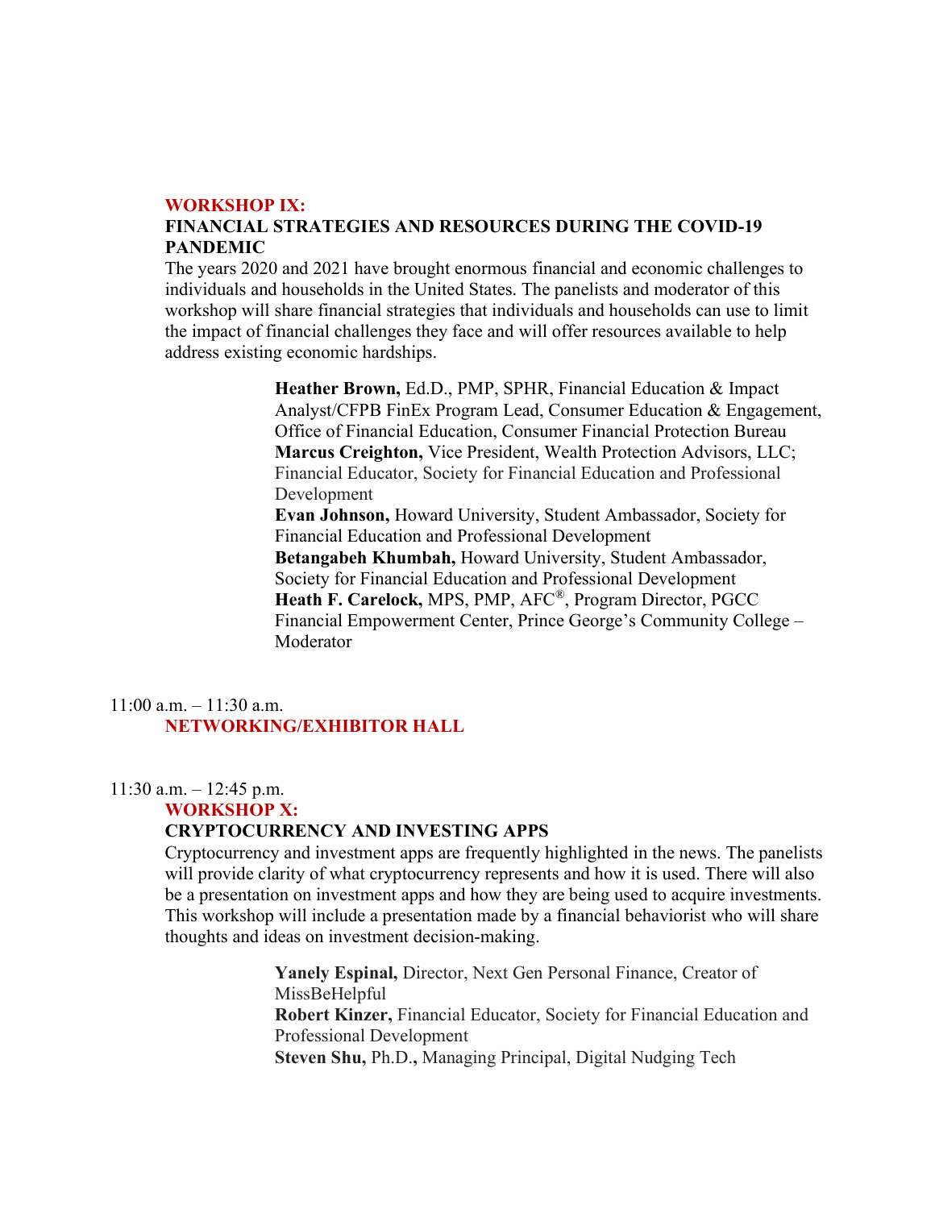**WORKSHOP IX:**

**FINANCIAL STRATEGIES AND RESOURCES DURING THE COVID-19 PANDEMIC**

The years 2020 and 2021 have brought enormous financial and economic challenges to individuals and households in the United States. The panelists and moderator of this workshop will share financial strategies that individuals and households can use to limit the impact of financial challenges they face and will offer resources available to help address existing economic hardships.

**Heather Brown,** Ed.D., PMP, SPHR, Financial Education & Impact Analyst/CFPB FinEx Program Lead, Consumer Education & Engagement, Office of Financial Education, Consumer Financial Protection Bureau
**Marcus Creighton,** Vice President, Wealth Protection Advisors, LLC; Financial Educator, Society for Financial Education and Professional Development
**Evan Johnson,** Howard University, Student Ambassador, Society for Financial Education and Professional Development
**Betangabeh Khumbah,** Howard University, Student Ambassador, Society for Financial Education and Professional Development
**Heath F. Carelock,** MPS, PMP, AFC®, Program Director, PGCC Financial Empowerment Center, Prince George's Community College – Moderator

11:00 a.m. – 11:30 a.m.
**NETWORKING/EXHIBITOR HALL**

11:30 a.m. – 12:45 p.m.
**WORKSHOP X:**

**CRYPTOCURRENCY AND INVESTING APPS**

Cryptocurrency and investment apps are frequently highlighted in the news. The panelists will provide clarity of what cryptocurrency represents and how it is used. There will also be a presentation on investment apps and how they are being used to acquire investments. This workshop will include a presentation made by a financial behaviorist who will share thoughts and ideas on investment decision-making.

**Yanely Espinal,** Director, Next Gen Personal Finance, Creator of MissBeHelpful
**Robert Kinzer,** Financial Educator, Society for Financial Education and Professional Development
**Steven Shu,** Ph.D.**,** Managing Principal, Digital Nudging Tech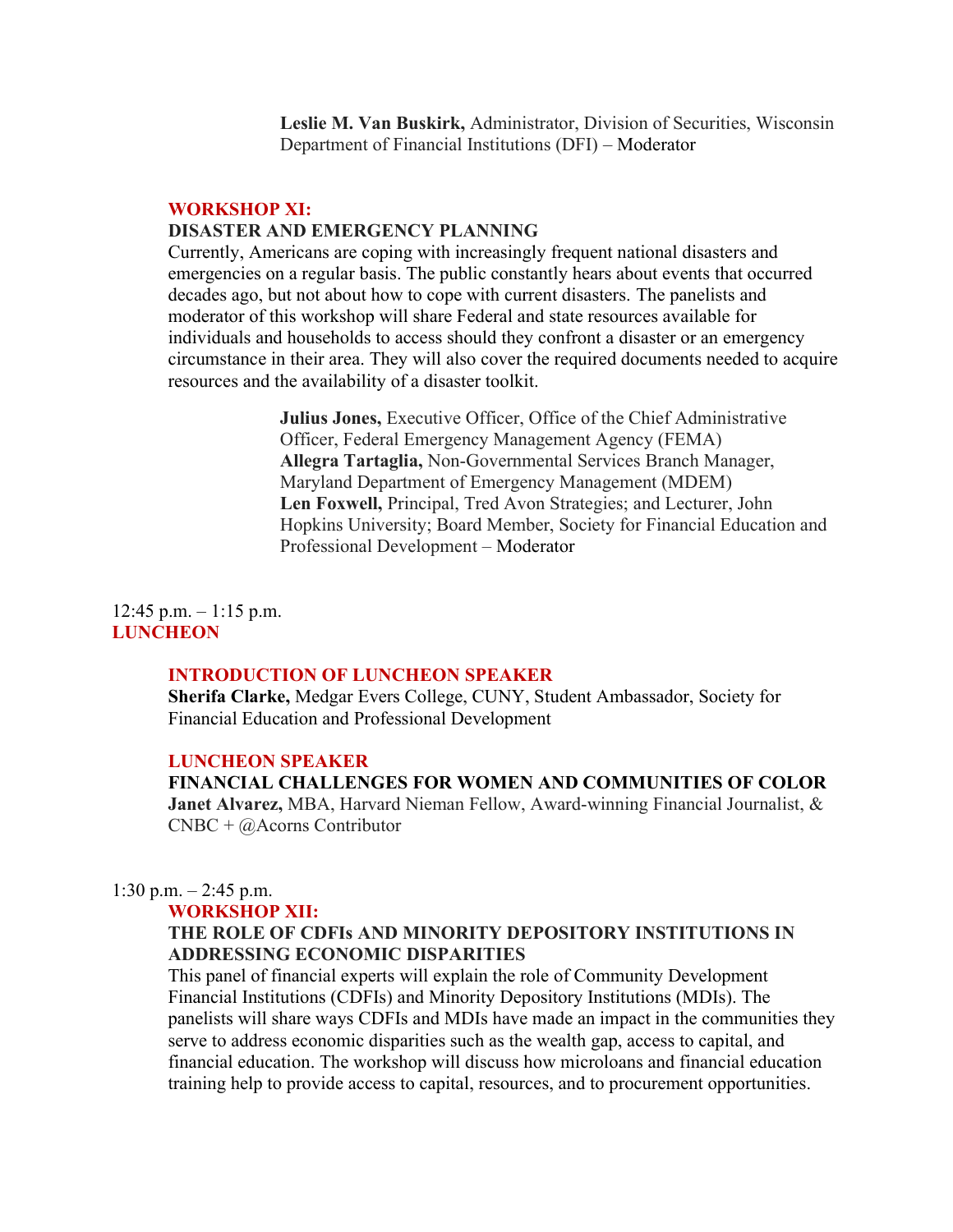**Leslie M. Van Buskirk,** Administrator, Division of Securities, Wisconsin Department of Financial Institutions (DFI) – Moderator

### WORKSHOP XI:

### DISASTER AND EMERGENCY PLANNING

Currently, Americans are coping with increasingly frequent national disasters and emergencies on a regular basis. The public constantly hears about events that occurred decades ago, but not about how to cope with current disasters. The panelists and moderator of this workshop will share Federal and state resources available for individuals and households to access should they confront a disaster or an emergency circumstance in their area. They will also cover the required documents needed to acquire resources and the availability of a disaster toolkit.

**Julius Jones,** Executive Officer, Office of the Chief Administrative Officer, Federal Emergency Management Agency (FEMA)
**Allegra Tartaglia,** Non-Governmental Services Branch Manager, Maryland Department of Emergency Management (MDEM)
**Len Foxwell,** Principal, Tred Avon Strategies; and Lecturer, John Hopkins University; Board Member, Society for Financial Education and Professional Development – Moderator

12:45 p.m. – 1:15 p.m.

## LUNCHEON

### INTRODUCTION OF LUNCHEON SPEAKER

**Sherifa Clarke,** Medgar Evers College, CUNY, Student Ambassador, Society for Financial Education and Professional Development

### LUNCHEON SPEAKER

### FINANCIAL CHALLENGES FOR WOMEN AND COMMUNITIES OF COLOR

**Janet Alvarez,** MBA, Harvard Nieman Fellow, Award-winning Financial Journalist, & CNBC + @Acorns Contributor

1:30 p.m. – 2:45 p.m.

### WORKSHOP XII:

### THE ROLE OF CDFIs AND MINORITY DEPOSITORY INSTITUTIONS IN ADDRESSING ECONOMIC DISPARITIES

This panel of financial experts will explain the role of Community Development Financial Institutions (CDFIs) and Minority Depository Institutions (MDIs). The panelists will share ways CDFIs and MDIs have made an impact in the communities they serve to address economic disparities such as the wealth gap, access to capital, and financial education. The workshop will discuss how microloans and financial education training help to provide access to capital, resources, and to procurement opportunities.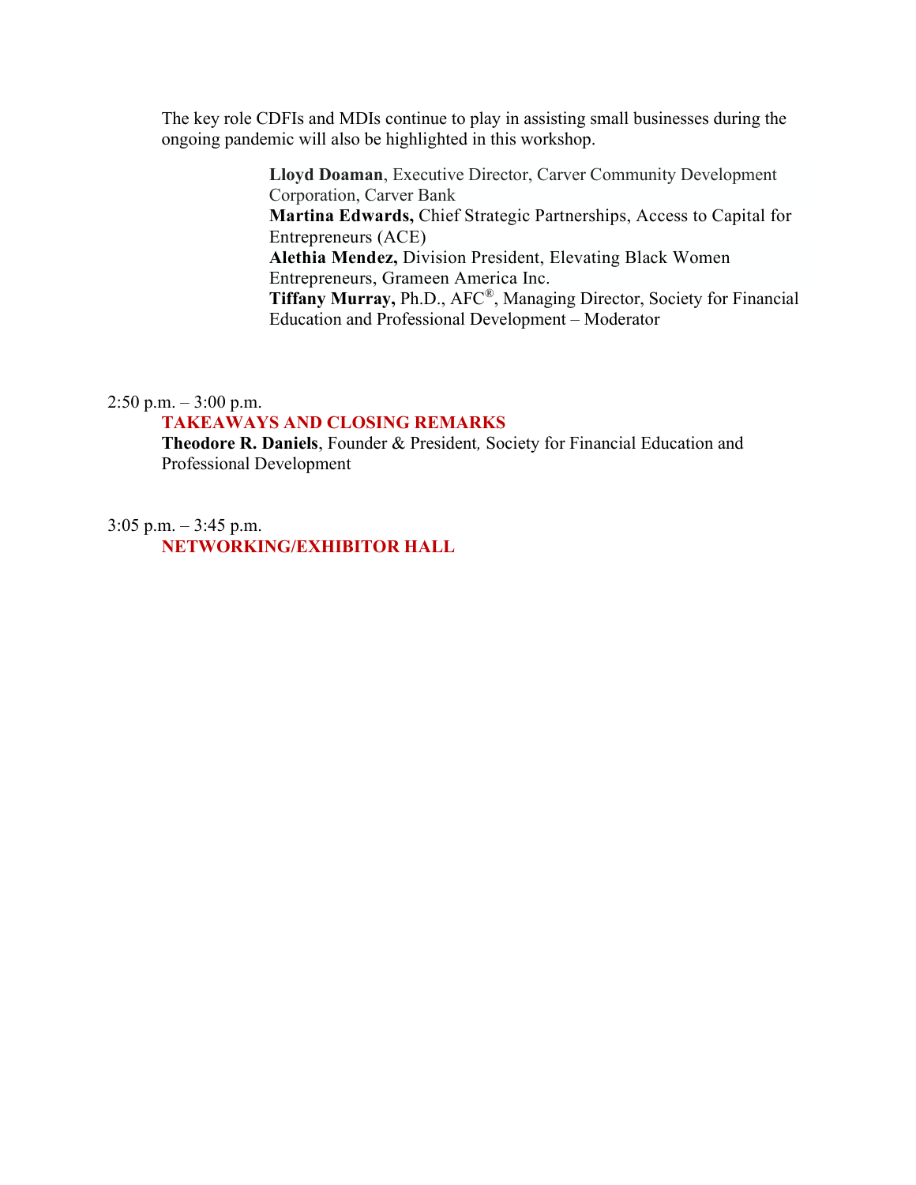The key role CDFIs and MDIs continue to play in assisting small businesses during the ongoing pandemic will also be highlighted in this workshop.

**Lloyd Doaman**, Executive Director, Carver Community Development Corporation, Carver Bank
**Martina Edwards,** Chief Strategic Partnerships, Access to Capital for Entrepreneurs (ACE)
**Alethia Mendez,** Division President, Elevating Black Women Entrepreneurs, Grameen America Inc.
**Tiffany Murray,** Ph.D., AFC®, Managing Director, Society for Financial Education and Professional Development – Moderator

2:50 p.m. – 3:00 p.m.

**TAKEAWAYS AND CLOSING REMARKS**

**Theodore R. Daniels**, Founder & President, Society for Financial Education and Professional Development

3:05 p.m. – 3:45 p.m.

**NETWORKING/EXHIBITOR HALL**